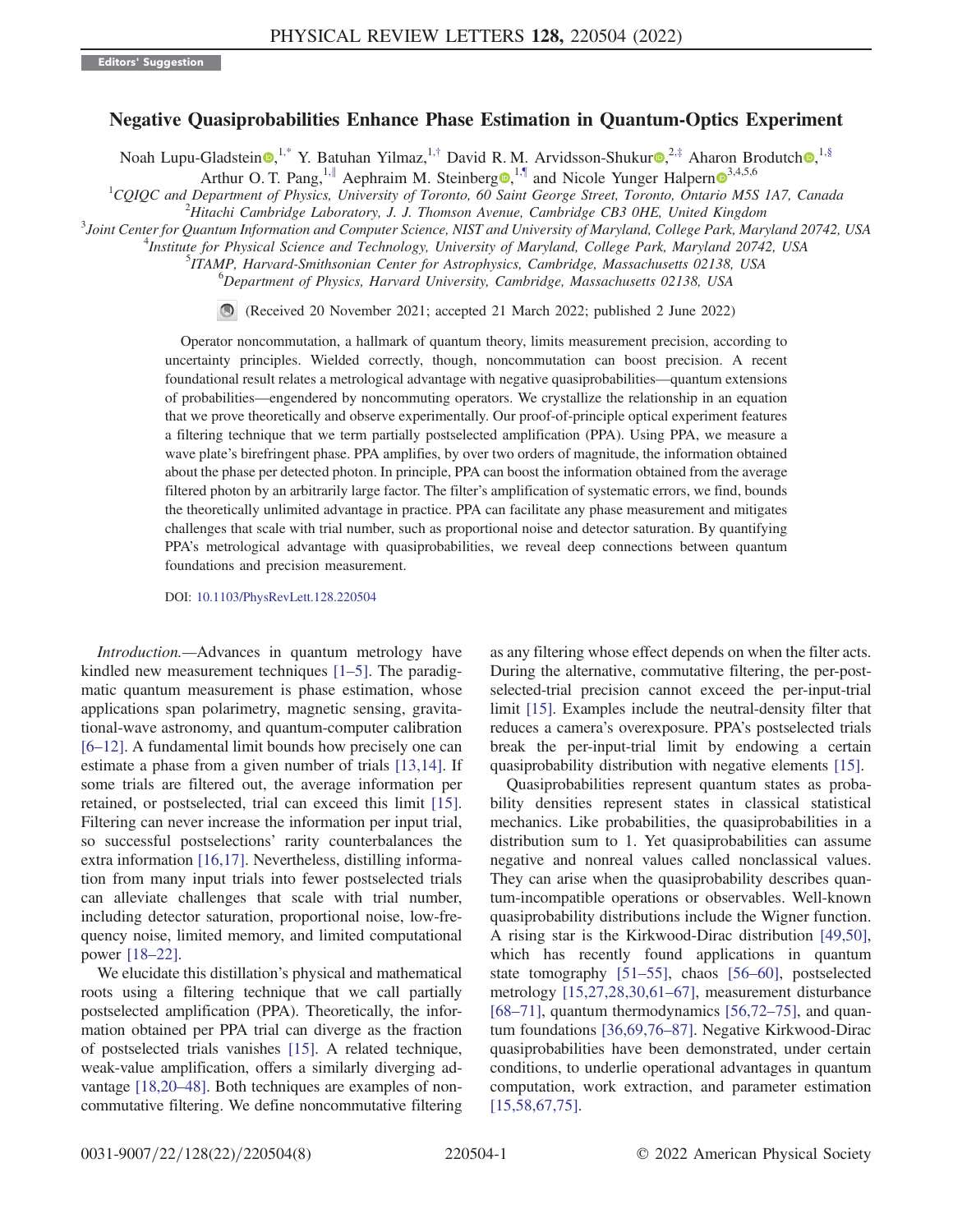Editors' Suggestion

# Negative Quasiprobabilities Enhance Phase Estimation in Quantum-Optics Experiment

Noah Lupu-Gladstein,[1,*] Y. Batuhan Yilmaz,[1,†] David R. M. Arvidsson-Shukur,[2,‡] Aharon Brodutch,[1,§] Arthur O. T. Pang,[1,∥] Aephraim M. Steinberg,[1,¶] and Nicole Yunger Halpern[3,4,5,6]

[1]CQIQC and Department of Physics, University of Toronto, 60 Saint George Street, Toronto, Ontario M5S 1A7, Canada
[2]Hitachi Cambridge Laboratory, J. J. Thomson Avenue, Cambridge CB3 0HE, United Kingdom
[3]Joint Center for Quantum Information and Computer Science, NIST and University of Maryland, College Park, Maryland 20742, USA
[4]Institute for Physical Science and Technology, University of Maryland, College Park, Maryland 20742, USA
[5]ITAMP, Harvard-Smithsonian Center for Astrophysics, Cambridge, Massachusetts 02138, USA
[6]Department of Physics, Harvard University, Cambridge, Massachusetts 02138, USA

(Received 20 November 2021; accepted 21 March 2022; published 2 June 2022)

Operator noncommutation, a hallmark of quantum theory, limits measurement precision, according to uncertainty principles. Wielded correctly, though, noncommutation can boost precision. A recent foundational result relates a metrological advantage with negative quasiprobabilities—quantum extensions of probabilities—engendered by noncommuting operators. We crystallize the relationship in an equation that we prove theoretically and observe experimentally. Our proof-of-principle optical experiment features a filtering technique that we term partially postselected amplification (PPA). Using PPA, we measure a wave plate's birefringent phase. PPA amplifies, by over two orders of magnitude, the information obtained about the phase per detected photon. In principle, PPA can boost the information obtained from the average filtered photon by an arbitrarily large factor. The filter's amplification of systematic errors, we find, bounds the theoretically unlimited advantage in practice. PPA can facilitate any phase measurement and mitigates challenges that scale with trial number, such as proportional noise and detector saturation. By quantifying PPA's metrological advantage with quasiprobabilities, we reveal deep connections between quantum foundations and precision measurement.

DOI: 10.1103/PhysRevLett.128.220504

*Introduction.*—Advances in quantum metrology have kindled new measurement techniques [1–5]. The paradigmatic quantum measurement is phase estimation, whose applications span polarimetry, magnetic sensing, gravitational-wave astronomy, and quantum-computer calibration [6–12]. A fundamental limit bounds how precisely one can estimate a phase from a given number of trials [13,14]. If some trials are filtered out, the average information per retained, or postselected, trial can exceed this limit [15]. Filtering can never increase the information per input trial, so successful postselections' rarity counterbalances the extra information [16,17]. Nevertheless, distilling information from many input trials into fewer postselected trials can alleviate challenges that scale with trial number, including detector saturation, proportional noise, low-frequency noise, limited memory, and limited computational power [18–22].

We elucidate this distillation's physical and mathematical roots using a filtering technique that we call partially postselected amplification (PPA). Theoretically, the information obtained per PPA trial can diverge as the fraction of postselected trials vanishes [15]. A related technique, weak-value amplification, offers a similarly diverging advantage [18,20–48]. Both techniques are examples of noncommutative filtering. We define noncommutative filtering as any filtering whose effect depends on when the filter acts. During the alternative, commutative filtering, the per-postselected-trial precision cannot exceed the per-input-trial limit [15]. Examples include the neutral-density filter that reduces a camera's overexposure. PPA's postselected trials break the per-input-trial limit by endowing a certain quasiprobability distribution with negative errors [15].

Quasiprobabilities represent quantum states as probability densities represent states in classical statistical mechanics. Like probabilities, the quasiprobabilities in a distribution sum to 1. Yet quasiprobabilities can assume negative and nonreal values called nonclassical values. They can arise when the quasiprobability describes quantum-incompatible operations or observables. Well-known quasiprobability distributions include the Wigner function. A rising star is the Kirkwood-Dirac distribution [49,50], which has recently found applications in quantum state tomography [51–55], chaos [56–60], postselected metrology [15,27,28,30,61–67], measurement disturbance [68–71], quantum thermodynamics [56,72–75], and quantum foundations [36,69,76–87]. Negative Kirkwood-Dirac quasiprobabilities have been demonstrated, under certain conditions, to underlie operational advantages in quantum computation, work extraction, and parameter estimation [15,58,67,75].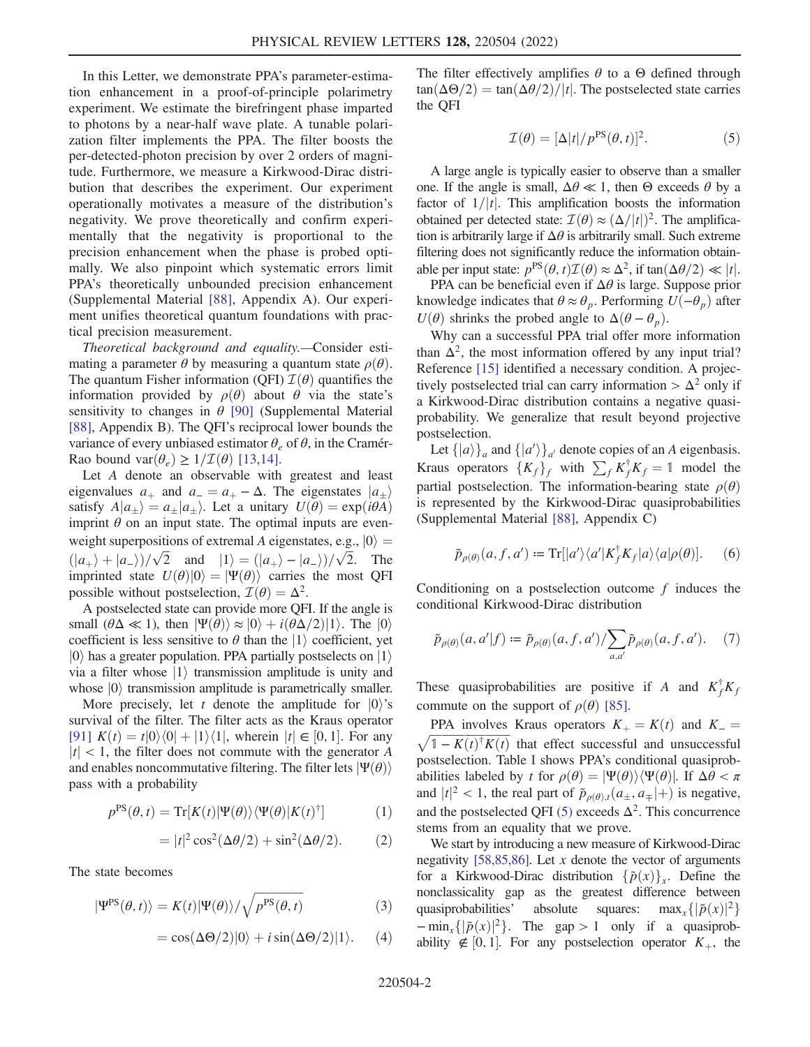In this Letter, we demonstrate PPA's parameter-estimation enhancement in a proof-of-principle polarimetry experiment. We estimate the birefringent phase imparted to photons by a near-half wave plate. A tunable polarization filter implements the PPA. The filter boosts the per-detected-photon precision by over 2 orders of magnitude. Furthermore, we measure a Kirkwood-Dirac distribution that describes the experiment. Our experiment operationally motivates a measure of the distribution's negativity. We prove theoretically and confirm experimentally that the negativity is proportional to the precision enhancement when the phase is probed optimally. We also pinpoint which systematic errors limit PPA's theoretically unbounded precision enhancement (Supplemental Material [88], Appendix A). Our experiment unifies theoretical quantum foundations with practical precision measurement.

*Theoretical background and equality.*—Consider estimating a parameter $\theta$ by measuring a quantum state $\rho(\theta)$. The quantum Fisher information (QFI) $\mathcal{I}(\theta)$ quantifies the information provided by $\rho(\theta)$ about $\theta$ via the state's sensitivity to changes in $\theta$ [90] (Supplemental Material [88], Appendix B). The QFI's reciprocal lower bounds the variance of every unbiased estimator $\theta_e$ of $\theta$, in the Cramér-Rao bound $\mathrm{var}(\theta_e) \geq 1/\mathcal{I}(\theta)$ [13,14].

Let $A$ denote an observable with greatest and least eigenvalues $a_+$ and $a_- = a_+ - \Delta$. The eigenstates $|a_\pm\rangle$ satisfy $A|a_\pm\rangle = a_\pm|a_\pm\rangle$. Let a unitary $U(\theta) = \exp(i\theta A)$ imprint $\theta$ on an input state. The optimal inputs are even-weight superpositions of extremal $A$ eigenstates, e.g., $|0\rangle = (|a_+\rangle + |a_-\rangle)/\sqrt{2}$ and $|1\rangle = (|a_+\rangle - |a_-\rangle)/\sqrt{2}$. The imprinted state $U(\theta)|0\rangle = |\Psi(\theta)\rangle$ carries the most QFI possible without postselection, $\mathcal{I}(\theta) = \Delta^2$.

A postselected state can provide more QFI. If the angle is small ($\theta\Delta \ll 1$), then $|\Psi(\theta)\rangle \approx |0\rangle + i(\theta\Delta/2)|1\rangle$. The $|0\rangle$ coefficient is less sensitive to $\theta$ than the $|1\rangle$ coefficient, yet $|0\rangle$ has a greater population. PPA partially postselects on $|1\rangle$ via a filter whose $|1\rangle$ transmission amplitude is unity and whose $|0\rangle$ transmission amplitude is parametrically smaller.

More precisely, let $t$ denote the amplitude for $|0\rangle$'s survival of the filter. The filter acts as the Kraus operator [91] $K(t) = t|0\rangle\langle 0| + |1\rangle\langle 1|$, wherein $|t| \in [0, 1]$. For any $|t| < 1$, the filter does not commute with the generator $A$ and enables noncommutative filtering. The filter lets $|\Psi(\theta)\rangle$ pass with a probability

$$p^{\mathrm{PS}}(\theta, t) = \mathrm{Tr}[K(t)|\Psi(\theta)\rangle\langle\Psi(\theta)|K(t)^\dagger] \tag{1}$$

$$= |t|^2\cos^2(\Delta\theta/2) + \sin^2(\Delta\theta/2). \tag{2}$$

The state becomes

$$|\Psi^{\mathrm{PS}}(\theta, t)\rangle = K(t)|\Psi(\theta)\rangle/\sqrt{p^{\mathrm{PS}}(\theta, t)} \tag{3}$$

$$= \cos(\Delta\Theta/2)|0\rangle + i\sin(\Delta\Theta/2)|1\rangle. \tag{4}$$

The filter effectively amplifies $\theta$ to a $\Theta$ defined through $\tan(\Delta\Theta/2) = \tan(\Delta\theta/2)/|t|$. The postselected state carries the QFI

$$\mathcal{I}(\theta) = [\Delta|t|/p^{\mathrm{PS}}(\theta, t)]^2. \tag{5}$$

A large angle is typically easier to observe than a smaller one. If the angle is small, $\Delta\theta \ll 1$, then $\Theta$ exceeds $\theta$ by a factor of $1/|t|$. This amplification boosts the information obtained per detected state: $\mathcal{I}(\theta) \approx (\Delta/|t|)^2$. The amplification is arbitrarily large if $\Delta\theta$ is arbitrarily small. Such extreme filtering does not significantly reduce the information obtainable per input state: $p^{\mathrm{PS}}(\theta, t)\mathcal{I}(\theta) \approx \Delta^2$, if $\tan(\Delta\theta/2) \ll |t|$.

PPA can be beneficial even if $\Delta\theta$ is large. Suppose prior knowledge indicates that $\theta \approx \theta_p$. Performing $U(-\theta_p)$ after $U(\theta)$ shrinks the probed angle to $\Delta(\theta - \theta_p)$.

Why can a successful PPA trial offer more information than $\Delta^2$, the most information offered by any input trial? Reference [15] identified a necessary condition. A projectively postselected trial can carry information $> \Delta^2$ only if a Kirkwood-Dirac distribution contains a negative quasiprobability. We generalize that result beyond projective postselection.

Let $\{|a\rangle\}_a$ and $\{|a'\rangle\}_{a'}$ denote copies of an $A$ eigenbasis. Kraus operators $\{K_f\}_f$ with $\sum_f K_f^\dagger K_f = \mathbb{1}$ model the partial postselection. The information-bearing state $\rho(\theta)$ is represented by the Kirkwood-Dirac quasiprobabilities (Supplemental Material [88], Appendix C)

$$\tilde{p}_{\rho(\theta)}(a, f, a') \coloneqq \mathrm{Tr}[|a'\rangle\langle a'|K_f^\dagger K_f|a\rangle\langle a|\rho(\theta)]. \tag{6}$$

Conditioning on a postselection outcome $f$ induces the conditional Kirkwood-Dirac distribution

$$\tilde{p}_{\rho(\theta)}(a, a'|f) \coloneqq \tilde{p}_{\rho(\theta)}(a, f, a')/\sum_{a,a'}\tilde{p}_{\rho(\theta)}(a, f, a'). \tag{7}$$

These quasiprobabilities are positive if $A$ and $K_f^\dagger K_f$ commute on the support of $\rho(\theta)$ [85].

PPA involves Kraus operators $K_+ = K(t)$ and $K_- = \sqrt{\mathbb{1} - K(t)^\dagger K(t)}$ that effect successful and unsuccessful postselection. Table I shows PPA's conditional quasiprobabilities labeled by $t$ for $\rho(\theta) = |\Psi(\theta)\rangle\langle\Psi(\theta)|$. If $\Delta\theta < \pi$ and $|t|^2 < 1$, the real part of $\tilde{p}_{\rho(\theta),t}(a_\pm, a_\mp|+)$ is negative, and the postselected QFI (5) exceeds $\Delta^2$. This concurrence stems from an equality that we prove.

We start by introducing a new measure of Kirkwood-Dirac negativity [58,85,86]. Let $x$ denote the vector of arguments for a Kirkwood-Dirac distribution $\{\tilde{p}(x)\}_x$. Define the nonclassicality gap as the greatest difference between quasiprobabilities' absolute squares: $\max_x\{|\tilde{p}(x)|^2\} - \min_x\{|\tilde{p}(x)|^2\}$. The gap $> 1$ only if a quasiprobability $\notin [0, 1]$. For any postselection operator $K_+$, the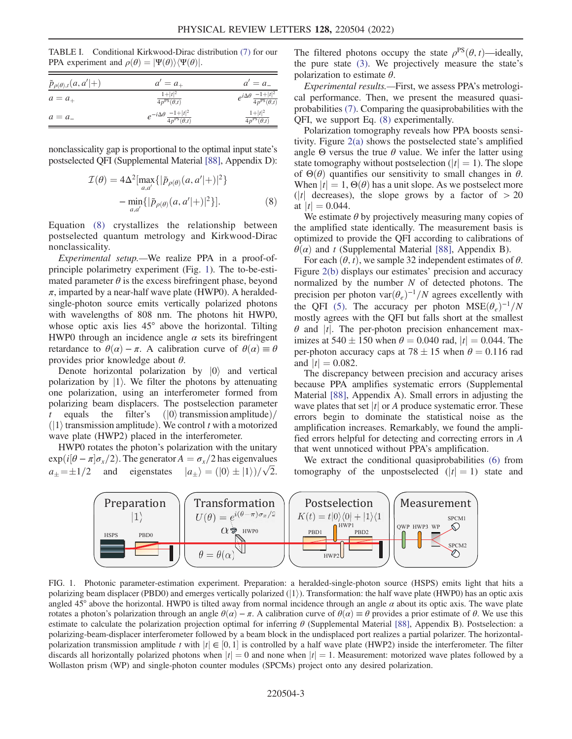TABLE I. Conditional Kirkwood-Dirac distribution (7) for our PPA experiment and $\rho(\theta) = |\Psi(\theta)\rangle\langle\Psi(\theta)|$.

| $\tilde{p}_{\rho(\theta),t}(a, a'\|+)$ | $a' = a_+$ | $a' = a_-$ |
| --- | --- | --- |
| $a = a_+$ | $\frac{1+\|t\|^2}{4p^{\text{PS}}(\theta,t)}$ | $e^{i\Delta\theta}\,\frac{-1+\|t\|^2}{4p^{\text{PS}}(\theta,t)}$ |
| $a = a_-$ | $e^{-i\Delta\theta}\,\frac{-1+\|t\|^2}{4p^{\text{PS}}(\theta,t)}$ | $\frac{1+\|t\|^2}{4p^{\text{PS}}(\theta,t)}$ |

nonclassicality gap is proportional to the optimal input state's postselected QFI (Supplemental Material [88], Appendix D):

$$\mathcal{I}(\theta) = 4\Delta^2[\max_{a,a'}\{|\tilde{p}_{\rho(\theta)}(a, a'|+)|^2\} - \min_{a,a'}\{|\tilde{p}_{\rho(\theta)}(a, a'|+)|^2\}]. \tag{8}$$

Equation (8) crystallizes the relationship between postselected quantum metrology and Kirkwood-Dirac nonclassicality.

*Experimental setup.*—We realize PPA in a proof-of-principle polarimetry experiment (Fig. 1). The to-be-estimated parameter $\theta$ is the excess birefringent phase, beyond $\pi$, imparted by a reference-half wave plate (HWP0). A heralded-single-photon source emits vertically polarized photons with wavelengths of 808 nm. The photons hit HWP0, whose optic axis lies 45° above the horizontal. Tilting HWP0 through an incidence angle $\alpha$ sets its birefringent retardance to $\theta(\alpha) - \pi$. A calibration curve of $\theta(\alpha) \equiv \theta$ provides prior knowledge about $\theta$.

Denote horizontal polarization by $|0\rangle$ and vertical polarization by $|1\rangle$. We filter the photons by attenuating one polarization, using an interferometer formed from polarizing beam displacers. The postselection parameter $t$ equals the filter's ($|0\rangle$ transmission amplitude)/($|1\rangle$ transmission amplitude). We control $t$ with a motorized wave plate (HWP2) placed in the interferometer.

HWP0 rotates the photon's polarization with the unitary $\exp(i[\theta - \pi]\sigma_x/2)$. The generator $A = \sigma_x/2$ has eigenvalues $a_\pm = \pm 1/2$ and eigenstates $|a_\pm\rangle = (|0\rangle \pm |1\rangle)/\sqrt{2}$. The filtered photons occupy the state $\rho^{\text{PS}}(\theta, t)$—ideally, the pure state (3). We projectively measure the state's polarization to estimate $\theta$.

*Experimental results.*—First, we assess PPA's metrological performance. Then, we present the measured quasiprobabilities (7). Comparing the quasiprobabilities with the QFI, we support Eq. (8) experimentally.

Polarization tomography reveals how PPA boosts sensitivity. Figure 2(a) shows the postselected state's amplified angle $\Theta$ versus the true $\theta$ value. We infer the latter using state tomography without postselection ($|t| = 1$). The slope of $\Theta(\theta)$ quantifies our sensitivity to small changes in $\theta$. When $|t| = 1$, $\Theta(\theta)$ has a unit slope. As we postselect more ($|t|$ decreases), the slope grows by a factor of $> 20$ at $|t| = 0.044$.

We estimate $\theta$ by projectively measuring many copies of the amplified state identically. The measurement basis is optimized to provide the QFI according to calibrations of $\theta(\alpha)$ and $t$ (Supplemental Material [88], Appendix B).

For each $(\theta, t)$, we sample 32 independent estimates of $\theta$. Figure 2(b) displays our estimates' precision and accuracy normalized by the number $N$ of detected photons. The precision per photon $\text{var}(\theta_e)^{-1}/N$ agrees excellently with the QFI (5). The accuracy per photon $\text{MSE}(\theta_e)^{-1}/N$ mostly agrees with the QFI but falls short at the smallest $\theta$ and $|t|$. The per-photon precision enhancement maximizes at $540 \pm 150$ when $\theta = 0.040$ rad, $|t| = 0.044$. The per-photon accuracy caps at $78 \pm 15$ when $\theta = 0.116$ rad and $|t| = 0.082$.

The discrepancy between precision and accuracy arises because PPA amplifies systematic errors (Supplemental Material [88], Appendix A). Small errors in adjusting the wave plates that set $|t|$ or $A$ produce systematic error. These errors begin to dominate the statistical noise as the amplification increases. Remarkably, we found the amplified errors helpful for detecting and correcting errors in $A$ that went unnoticed without PPA's amplification.

We extract the conditional quasiprobabilities (6) from tomography of the unpostselected ($|t| = 1$) state and

FIG. 1. Photonic parameter-estimation experiment. Preparation: a heralded-single-photon source (HSPS) emits light that hits a polarizing beam displacer (PBD0) and emerges vertically polarized ($|1\rangle$). Transformation: the half wave plate (HWP0) has an optic axis angled 45° above the horizontal. HWP0 is tilted away from normal incidence through an angle $\alpha$ about its optic axis. The wave plate rotates a photon's polarization through an angle $\theta(\alpha) - \pi$. A calibration curve of $\theta(\alpha) \equiv \theta$ provides a prior estimate of $\theta$. We use this estimate to calculate the polarization projection optimal for inferring $\theta$ (Supplemental Material [88], Appendix B). Postselection: a polarizing-beam-displacer interferometer followed by a beam block in the undisplaced port realizes a partial polarizer. The horizontal-polarization transmission amplitude $t$ with $|t| \in [0, 1]$ is controlled by a half wave plate (HWP2) inside the interferometer. The filter discards all horizontally polarized photons when $|t| = 0$ and none when $|t| = 1$. Measurement: motorized wave plates followed by a Wollaston prism (WP) and single-photon counter modules (SPCMs) project onto any desired polarization.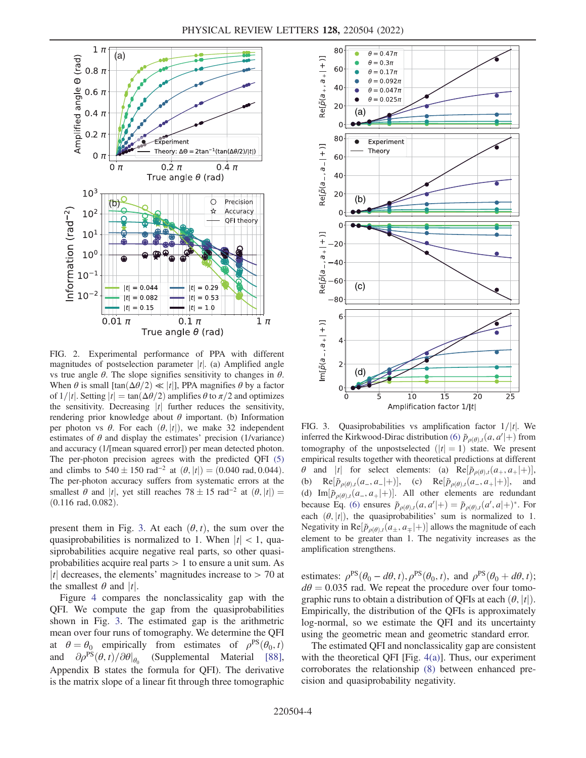FIG. 2. Experimental performance of PPA with different magnitudes of postselection parameter $|t|$. (a) Amplified angle vs true angle $\theta$. The slope signifies sensitivity to changes in $\theta$. When $\theta$ is small [$\tan(\Delta\theta/2) \ll |t|$], PPA magnifies $\theta$ by a factor of $1/|t|$. Setting $|t| = \tan(\Delta\theta/2)$ amplifies $\theta$ to $\pi/2$ and optimizes the sensitivity. Decreasing $|t|$ further reduces the sensitivity, rendering prior knowledge about $\theta$ important. (b) Information per photon vs $\theta$. For each $(\theta, |t|)$, we make 32 independent estimates of $\theta$ and display the estimates' precision (1/variance) and accuracy (1/[mean squared error]) per mean detected photon. The per-photon precision agrees with the predicted QFI (5) and climbs to $540 \pm 150$ rad$^{-2}$ at $(\theta, |t|) = (0.040$ rad$, 0.044)$. The per-photon accuracy suffers from systematic errors at the smallest $\theta$ and $|t|$, yet still reaches $78 \pm 15$ rad$^{-2}$ at $(\theta, |t|) = (0.116$ rad$, 0.082)$.

present them in Fig. 3. At each $(\theta, t)$, the sum over the quasiprobabilities is normalized to 1. When $|t| < 1$, quasiprobabilities acquire negative real parts, so other quasiprobabilities acquire real parts $> 1$ to ensure a unit sum. As $|t|$ decreases, the elements' magnitudes increase to $> 70$ at the smallest $\theta$ and $|t|$.

Figure 4 compares the nonclassicality gap with the QFI. We compute the gap from the quasiprobabilities shown in Fig. 3. The estimated gap is the arithmetic mean over four runs of tomography. We determine the QFI at $\theta = \theta_0$ empirically from estimates of $\rho^{\mathrm{PS}}(\theta_0, t)$ and $\partial\rho^{\mathrm{PS}}(\theta, t)/\partial\theta|_{\theta_0}$ (Supplemental Material [88], Appendix B states the formula for QFI). The derivative is the matrix slope of a linear fit through three tomographic estimates: $\rho^{\mathrm{PS}}(\theta_0 - d\theta, t), \rho^{\mathrm{PS}}(\theta_0, t)$, and $\rho^{\mathrm{PS}}(\theta_0 + d\theta, t)$; $d\theta = 0.035$ rad. We repeat the procedure over four tomographic runs to obtain a distribution of QFIs at each $(\theta, |t|)$. Empirically, the distribution of the QFIs is approximately log-normal, so we estimate the QFI and its uncertainty using the geometric mean and geometric standard error.

The estimated QFI and nonclassicality gap are consistent with the theoretical QFI [Fig. 4(a)]. Thus, our experiment corroborates the relationship (8) between enhanced precision and quasiprobability negativity.

FIG. 3. Quasiprobabilities vs amplification factor $1/|t|$. We inferred the Kirkwood-Dirac distribution (6) $\tilde{p}_{\rho(\theta),t}(a, a'|+)$ from tomography of the unpostselected ($|t| = 1$) state. We present empirical results together with theoretical predictions at different $\theta$ and $|t|$ for select elements: (a) $\mathrm{Re}[\tilde{p}_{\rho(\theta),t}(a_+, a_+|+)]$, (b) $\mathrm{Re}[\tilde{p}_{\rho(\theta),t}(a_-, a_-|+)]$, (c) $\mathrm{Re}[\tilde{p}_{\rho(\theta),t}(a_-, a_+|+)]$, and (d) $\mathrm{Im}[\tilde{p}_{\rho(\theta),t}(a_-, a_+|+)]$. All other elements are redundant because Eq. (6) ensures $\tilde{p}_{\rho(\theta),t}(a, a'|+) = \tilde{p}_{\rho(\theta),t}(a', a|+)^*$. For each $(\theta, |t|)$, the quasiprobabilities' sum is normalized to 1. Negativity in $\mathrm{Re}[\tilde{p}_{\rho(\theta),t}(a_\pm, a_\mp|+)]$ allows the magnitude of each element to be greater than 1. The negativity increases as the amplification strengthens.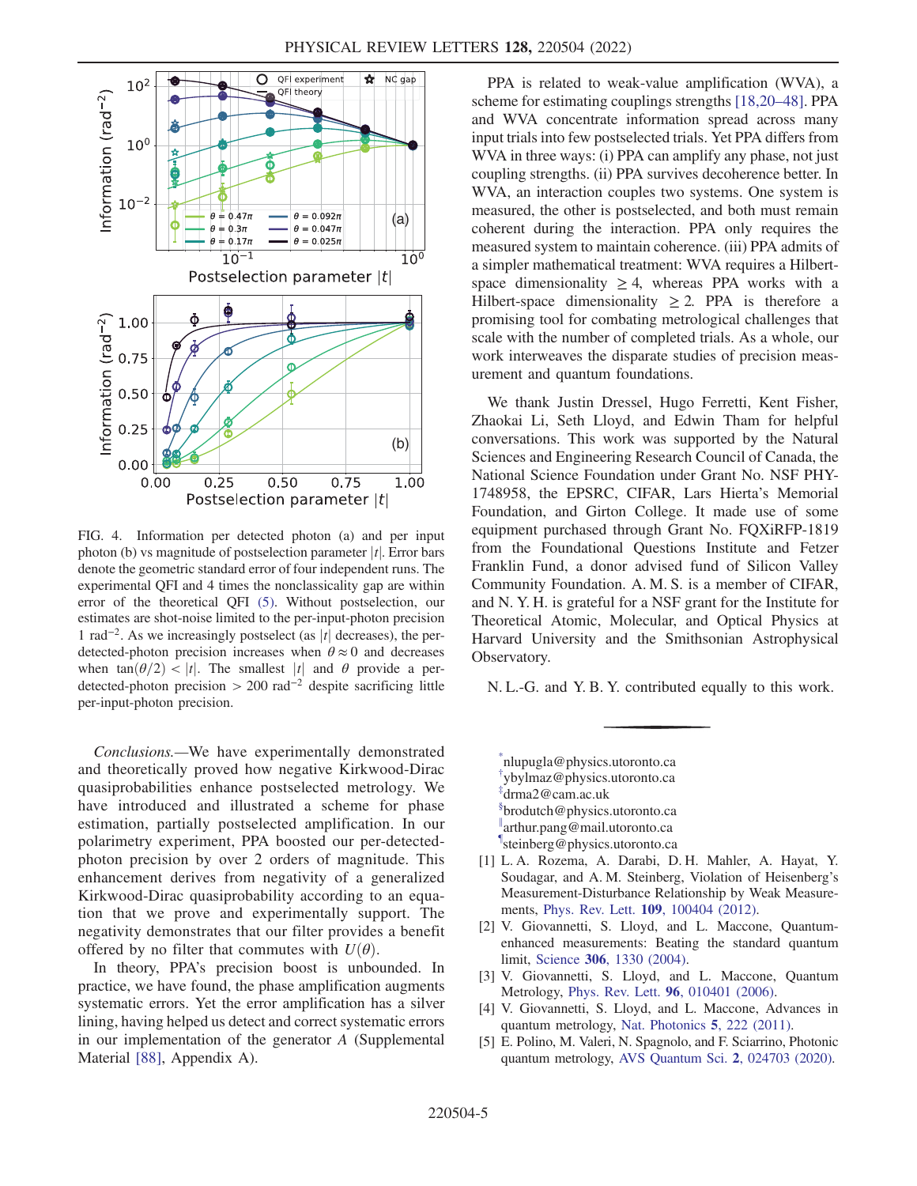FIG. 4. Information per detected photon (a) and per input photon (b) vs magnitude of postselection parameter $|t|$. Error bars denote the geometric standard error of four independent runs. The experimental QFI and 4 times the nonclassicality gap are within error of the theoretical QFI (5). Without postselection, our estimates are shot-noise limited to the per-input-photon precision 1 $\mathrm{rad}^{-2}$. As we increasingly postselect (as $|t|$ decreases), the per-detected-photon precision increases when $\theta \approx 0$ and decreases when $\tan(\theta/2) < |t|$. The smallest $|t|$ and $\theta$ provide a per-detected-photon precision $> 200\ \mathrm{rad}^{-2}$ despite sacrificing little per-input-photon precision.

*Conclusions.*—We have experimentally demonstrated and theoretically proved how negative Kirkwood-Dirac quasiprobabilities enhance postselected metrology. We have introduced and illustrated a scheme for phase estimation, partially postselected amplification. In our polarimetry experiment, PPA boosted our per-detected-photon precision by over 2 orders of magnitude. This enhancement derives from negativity of a generalized Kirkwood-Dirac quasiprobability according to an equation that we prove and experimentally support. The negativity demonstrates that our filter provides a benefit offered by no filter that commutes with $U(\theta)$.

In theory, PPA's precision boost is unbounded. In practice, we have found, the phase amplification augments systematic errors. Yet the error amplification has a silver lining, having helped us detect and correct systematic errors in our implementation of the generator $A$ (Supplemental Material [88], Appendix A).

PPA is related to weak-value amplification (WVA), a scheme for estimating couplings strengths [18,20–48]. PPA and WVA concentrate information spread across many input trials into few postselected trials. Yet PPA differs from WVA in three ways: (i) PPA can amplify any phase, not just coupling strengths. (ii) PPA survives decoherence better. In WVA, an interaction couples two systems. One system is measured, the other is postselected, and both must remain coherent during the interaction. PPA only requires the measured system to maintain coherence. (iii) PPA admits of a simpler mathematical treatment: WVA requires a Hilbert-space dimensionality $\geq 4$, whereas PPA works with a Hilbert-space dimensionality $\geq 2$. PPA is therefore a promising tool for combating metrological challenges that scale with the number of completed trials. As a whole, our work interweaves the disparate studies of precision measurement and quantum foundations.

We thank Justin Dressel, Hugo Ferretti, Kent Fisher, Zhaokai Li, Seth Lloyd, and Edwin Tham for helpful conversations. This work was supported by the Natural Sciences and Engineering Research Council of Canada, the National Science Foundation under Grant No. NSF PHY-1748958, the EPSRC, CIFAR, Lars Hierta's Memorial Foundation, and Girton College. It made use of some equipment purchased through Grant No. FQXiRFP-1819 from the Foundational Questions Institute and Fetzer Franklin Fund, a donor advised fund of Silicon Valley Community Foundation. A. M. S. is a member of CIFAR, and N. Y. H. is grateful for a NSF grant for the Institute for Theoretical Atomic, Molecular, and Optical Physics at Harvard University and the Smithsonian Astrophysical Observatory.

N. L.-G. and Y. B. Y. contributed equally to this work.

---

[*] nlupugla@physics.utoronto.ca
[†] ybylmaz@physics.utoronto.ca
[‡] drma2@cam.ac.uk
[§] brodutch@physics.utoronto.ca
[‖] arthur.pang@mail.utoronto.ca
[¶] steinberg@physics.utoronto.ca

[1] L. A. Rozema, A. Darabi, D. H. Mahler, A. Hayat, Y. Soudagar, and A. M. Steinberg, Violation of Heisenberg's Measurement-Disturbance Relationship by Weak Measurements, Phys. Rev. Lett. **109**, 100404 (2012).

[2] V. Giovannetti, S. Lloyd, and L. Maccone, Quantum-enhanced measurements: Beating the standard quantum limit, Science **306**, 1330 (2004).

[3] V. Giovannetti, S. Lloyd, and L. Maccone, Quantum Metrology, Phys. Rev. Lett. **96**, 010401 (2006).

[4] V. Giovannetti, S. Lloyd, and L. Maccone, Advances in quantum metrology, Nat. Photonics **5**, 222 (2011).

[5] E. Polino, M. Valeri, N. Spagnolo, and F. Sciarrino, Photonic quantum metrology, AVS Quantum Sci. **2**, 024703 (2020).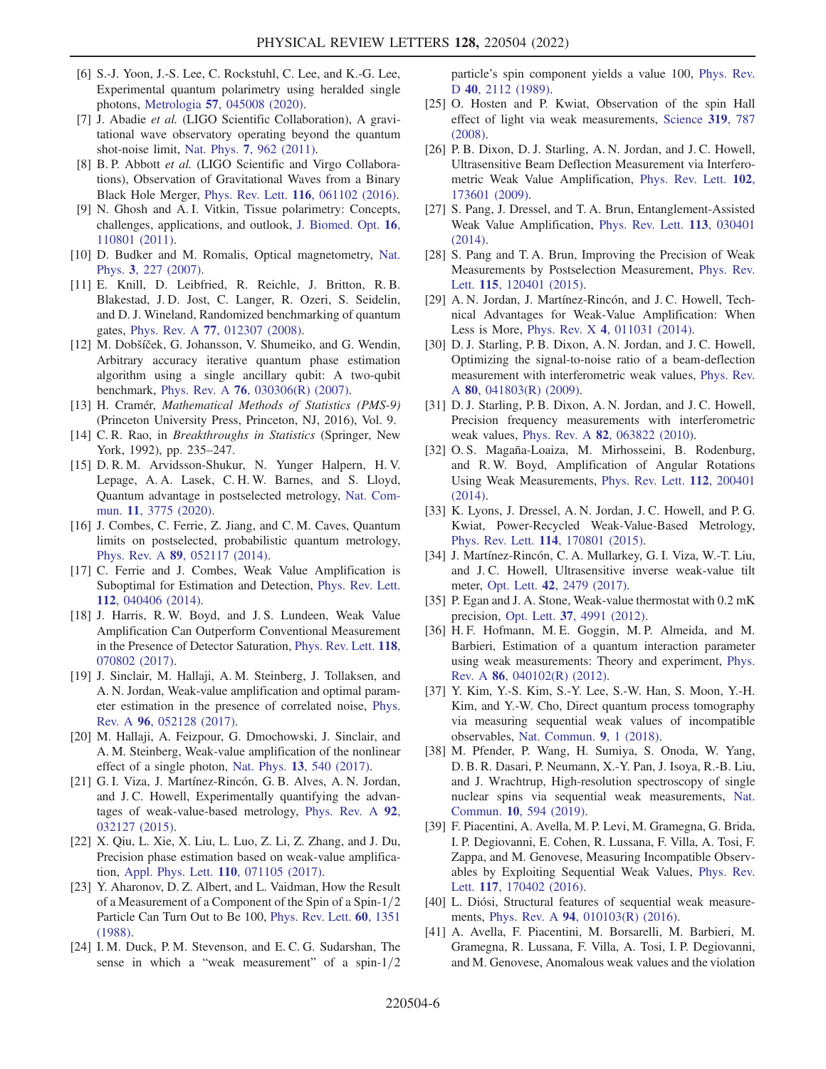[6] S.-J. Yoon, J.-S. Lee, C. Rockstuhl, C. Lee, and K.-G. Lee, Experimental quantum polarimetry using heralded single photons, Metrologia **57**, 045008 (2020).

[7] J. Abadie *et al.* (LIGO Scientific Collaboration), A gravitational wave observatory operating beyond the quantum shot-noise limit, Nat. Phys. **7**, 962 (2011).

[8] B. P. Abbott *et al.* (LIGO Scientific and Virgo Collaborations), Observation of Gravitational Waves from a Binary Black Hole Merger, Phys. Rev. Lett. **116**, 061102 (2016).

[9] N. Ghosh and A. I. Vitkin, Tissue polarimetry: Concepts, challenges, applications, and outlook, J. Biomed. Opt. **16**, 110801 (2011).

[10] D. Budker and M. Romalis, Optical magnetometry, Nat. Phys. **3**, 227 (2007).

[11] E. Knill, D. Leibfried, R. Reichle, J. Britton, R. B. Blakestad, J. D. Jost, C. Langer, R. Ozeri, S. Seidelin, and D. J. Wineland, Randomized benchmarking of quantum gates, Phys. Rev. A **77**, 012307 (2008).

[12] M. Dobšíček, G. Johansson, V. Shumeiko, and G. Wendin, Arbitrary accuracy iterative quantum phase estimation algorithm using a single ancillary qubit: A two-qubit benchmark, Phys. Rev. A **76**, 030306(R) (2007).

[13] H. Cramér, *Mathematical Methods of Statistics (PMS-9)* (Princeton University Press, Princeton, NJ, 2016), Vol. 9.

[14] C. R. Rao, in *Breakthroughs in Statistics* (Springer, New York, 1992), pp. 235–247.

[15] D. R. M. Arvidsson-Shukur, N. Yunger Halpern, H. V. Lepage, A. A. Lasek, C. H. W. Barnes, and S. Lloyd, Quantum advantage in postselected metrology, Nat. Commun. **11**, 3775 (2020).

[16] J. Combes, C. Ferrie, Z. Jiang, and C. M. Caves, Quantum limits on postselected, probabilistic quantum metrology, Phys. Rev. A **89**, 052117 (2014).

[17] C. Ferrie and J. Combes, Weak Value Amplification is Suboptimal for Estimation and Detection, Phys. Rev. Lett. **112**, 040406 (2014).

[18] J. Harris, R. W. Boyd, and J. S. Lundeen, Weak Value Amplification Can Outperform Conventional Measurement in the Presence of Detector Saturation, Phys. Rev. Lett. **118**, 070802 (2017).

[19] J. Sinclair, M. Hallaji, A. M. Steinberg, J. Tollaksen, and A. N. Jordan, Weak-value amplification and optimal parameter estimation in the presence of correlated noise, Phys. Rev. A **96**, 052128 (2017).

[20] M. Hallaji, A. Feizpour, G. Dmochowski, J. Sinclair, and A. M. Steinberg, Weak-value amplification of the nonlinear effect of a single photon, Nat. Phys. **13**, 540 (2017).

[21] G. I. Viza, J. Martínez-Rincón, G. B. Alves, A. N. Jordan, and J. C. Howell, Experimentally quantifying the advantages of weak-value-based metrology, Phys. Rev. A **92**, 032127 (2015).

[22] X. Qiu, L. Xie, X. Liu, L. Luo, Z. Li, Z. Zhang, and J. Du, Precision phase estimation based on weak-value amplification, Appl. Phys. Lett. **110**, 071105 (2017).

[23] Y. Aharonov, D. Z. Albert, and L. Vaidman, How the Result of a Measurement of a Component of the Spin of a Spin-1/2 Particle Can Turn Out to Be 100, Phys. Rev. Lett. **60**, 1351 (1988).

[24] I. M. Duck, P. M. Stevenson, and E. C. G. Sudarshan, The sense in which a "weak measurement" of a spin-1/2 particle's spin component yields a value 100, Phys. Rev. D **40**, 2112 (1989).

[25] O. Hosten and P. Kwiat, Observation of the spin Hall effect of light via weak measurements, Science **319**, 787 (2008).

[26] P. B. Dixon, D. J. Starling, A. N. Jordan, and J. C. Howell, Ultrasensitive Beam Deflection Measurement via Interferometric Weak Value Amplification, Phys. Rev. Lett. **102**, 173601 (2009).

[27] S. Pang, J. Dressel, and T. A. Brun, Entanglement-Assisted Weak Value Amplification, Phys. Rev. Lett. **113**, 030401 (2014).

[28] S. Pang and T. A. Brun, Improving the Precision of Weak Measurements by Postselection Measurement, Phys. Rev. Lett. **115**, 120401 (2015).

[29] A. N. Jordan, J. Martínez-Rincón, and J. C. Howell, Technical Advantages for Weak-Value Amplification: When Less is More, Phys. Rev. X **4**, 011031 (2014).

[30] D. J. Starling, P. B. Dixon, A. N. Jordan, and J. C. Howell, Optimizing the signal-to-noise ratio of a beam-deflection measurement with interferometric weak values, Phys. Rev. A **80**, 041803(R) (2009).

[31] D. J. Starling, P. B. Dixon, A. N. Jordan, and J. C. Howell, Precision frequency measurements with interferometric weak values, Phys. Rev. A **82**, 063822 (2010).

[32] O. S. Magaña-Loaiza, M. Mirhosseini, B. Rodenburg, and R. W. Boyd, Amplification of Angular Rotations Using Weak Measurements, Phys. Rev. Lett. **112**, 200401 (2014).

[33] K. Lyons, J. Dressel, A. N. Jordan, J. C. Howell, and P. G. Kwiat, Power-Recycled Weak-Value-Based Metrology, Phys. Rev. Lett. **114**, 170801 (2015).

[34] J. Martínez-Rincón, C. A. Mullarkey, G. I. Viza, W.-T. Liu, and J. C. Howell, Ultrasensitive inverse weak-value tilt meter, Opt. Lett. **42**, 2479 (2017).

[35] P. Egan and J. A. Stone, Weak-value thermostat with 0.2 mK precision, Opt. Lett. **37**, 4991 (2012).

[36] H. F. Hofmann, M. E. Goggin, M. P. Almeida, and M. Barbieri, Estimation of a quantum interaction parameter using weak measurements: Theory and experiment, Phys. Rev. A **86**, 040102(R) (2012).

[37] Y. Kim, Y.-S. Kim, S.-Y. Lee, S.-W. Han, S. Moon, Y.-H. Kim, and Y.-W. Cho, Direct quantum process tomography via measuring sequential weak values of incompatible observables, Nat. Commun. **9**, 1 (2018).

[38] M. Pfender, P. Wang, H. Sumiya, S. Onoda, W. Yang, D. B. R. Dasari, P. Neumann, X.-Y. Pan, J. Isoya, R.-B. Liu, and J. Wrachtrup, High-resolution spectroscopy of single nuclear spins via sequential weak measurements, Nat. Commun. **10**, 594 (2019).

[39] F. Piacentini, A. Avella, M. P. Levi, M. Gramegna, G. Brida, I. P. Degiovanni, E. Cohen, R. Lussana, F. Villa, A. Tosi, F. Zappa, and M. Genovese, Measuring Incompatible Observables by Exploiting Sequential Weak Values, Phys. Rev. Lett. **117**, 170402 (2016).

[40] L. Diósi, Structural features of sequential weak measurements, Phys. Rev. A **94**, 010103(R) (2016).

[41] A. Avella, F. Piacentini, M. Borsarelli, M. Barbieri, M. Gramegna, R. Lussana, F. Villa, A. Tosi, I. P. Degiovanni, and M. Genovese, Anomalous weak values and the violation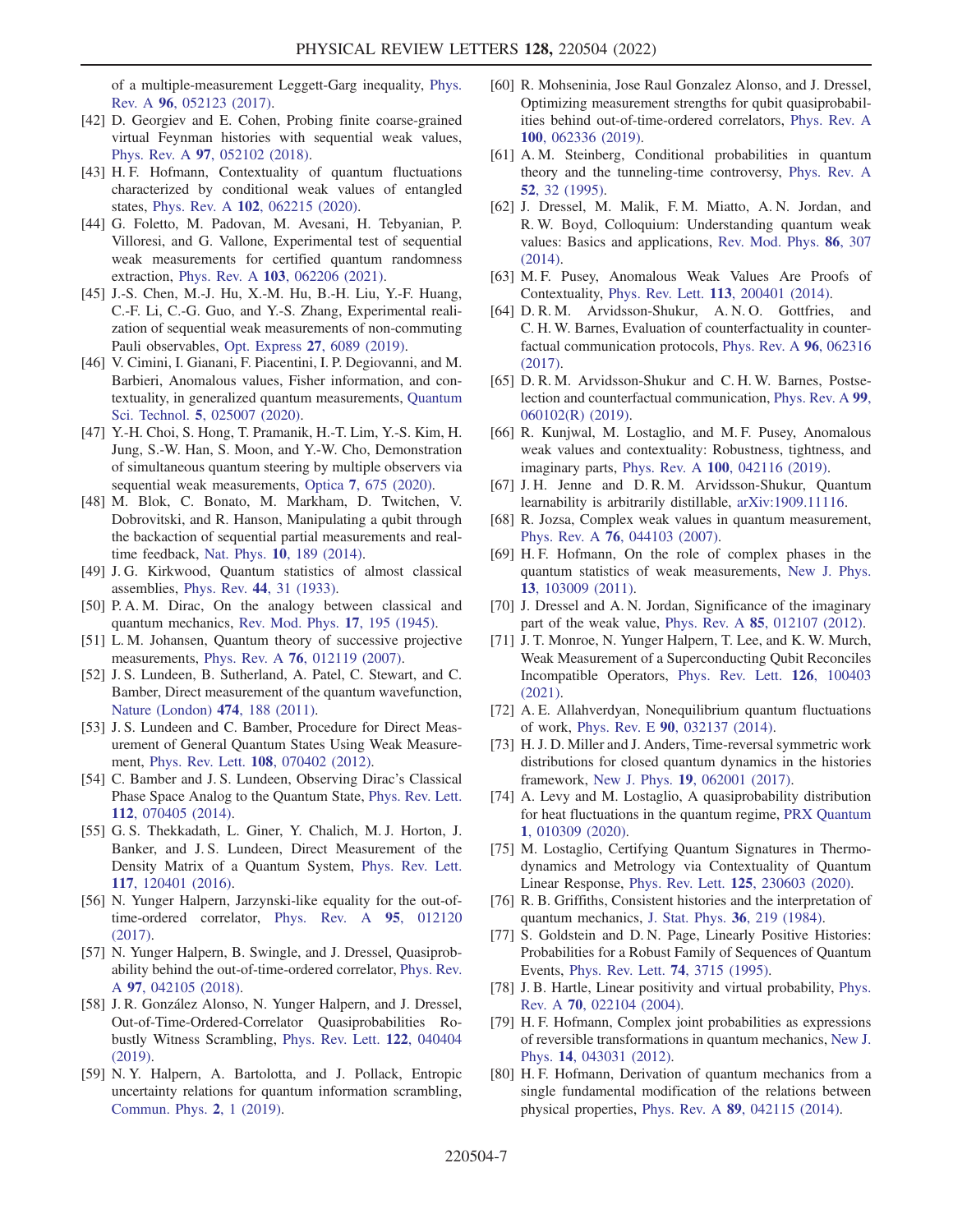of a multiple-measurement Leggett-Garg inequality, Phys. Rev. A **96**, 052123 (2017).

[42] D. Georgiev and E. Cohen, Probing finite coarse-grained virtual Feynman histories with sequential weak values, Phys. Rev. A **97**, 052102 (2018).

[43] H. F. Hofmann, Contextuality of quantum fluctuations characterized by conditional weak values of entangled states, Phys. Rev. A **102**, 062215 (2020).

[44] G. Foletto, M. Padovan, M. Avesani, H. Tebyanian, P. Villoresi, and G. Vallone, Experimental test of sequential weak measurements for certified quantum randomness extraction, Phys. Rev. A **103**, 062206 (2021).

[45] J.-S. Chen, M.-J. Hu, X.-M. Hu, B.-H. Liu, Y.-F. Huang, C.-F. Li, C.-G. Guo, and Y.-S. Zhang, Experimental realization of sequential weak measurements of non-commuting Pauli observables, Opt. Express **27**, 6089 (2019).

[46] V. Cimini, I. Gianani, F. Piacentini, I. P. Degiovanni, and M. Barbieri, Anomalous values, Fisher information, and contextuality, in generalized quantum measurements, Quantum Sci. Technol. **5**, 025007 (2020).

[47] Y.-H. Choi, S. Hong, T. Pramanik, H.-T. Lim, Y.-S. Kim, H. Jung, S.-W. Han, S. Moon, and Y.-W. Cho, Demonstration of simultaneous quantum steering by multiple observers via sequential weak measurements, Optica **7**, 675 (2020).

[48] M. Blok, C. Bonato, M. Markham, D. Twitchen, V. Dobrovitski, and R. Hanson, Manipulating a qubit through the backaction of sequential partial measurements and real-time feedback, Nat. Phys. **10**, 189 (2014).

[49] J. G. Kirkwood, Quantum statistics of almost classical assemblies, Phys. Rev. **44**, 31 (1933).

[50] P. A. M. Dirac, On the analogy between classical and quantum mechanics, Rev. Mod. Phys. **17**, 195 (1945).

[51] L. M. Johansen, Quantum theory of successive projective measurements, Phys. Rev. A **76**, 012119 (2007).

[52] J. S. Lundeen, B. Sutherland, A. Patel, C. Stewart, and C. Bamber, Direct measurement of the quantum wavefunction, Nature (London) **474**, 188 (2011).

[53] J. S. Lundeen and C. Bamber, Procedure for Direct Measurement of General Quantum States Using Weak Measurement, Phys. Rev. Lett. **108**, 070402 (2012).

[54] C. Bamber and J. S. Lundeen, Observing Dirac's Classical Phase Space Analog to the Quantum State, Phys. Rev. Lett. **112**, 070405 (2014).

[55] G. S. Thekkadath, L. Giner, Y. Chalich, M. J. Horton, J. Banker, and J. S. Lundeen, Direct Measurement of the Density Matrix of a Quantum System, Phys. Rev. Lett. **117**, 120401 (2016).

[56] N. Yunger Halpern, Jarzynski-like equality for the out-of-time-ordered correlator, Phys. Rev. A **95**, 012120 (2017).

[57] N. Yunger Halpern, B. Swingle, and J. Dressel, Quasiprobability behind the out-of-time-ordered correlator, Phys. Rev. A **97**, 042105 (2018).

[58] J. R. González Alonso, N. Yunger Halpern, and J. Dressel, Out-of-Time-Ordered-Correlator Quasiprobabilities Robustly Witness Scrambling, Phys. Rev. Lett. **122**, 040404 (2019).

[59] N. Y. Halpern, A. Bartolotta, and J. Pollack, Entropic uncertainty relations for quantum information scrambling, Commun. Phys. **2**, 1 (2019).

[60] R. Mohseninia, Jose Raul Gonzalez Alonso, and J. Dressel, Optimizing measurement strengths for qubit quasiprobabilities behind out-of-time-ordered correlators, Phys. Rev. A **100**, 062336 (2019).

[61] A. M. Steinberg, Conditional probabilities in quantum theory and the tunneling-time controversy, Phys. Rev. A **52**, 32 (1995).

[62] J. Dressel, M. Malik, F. M. Miatto, A. N. Jordan, and R. W. Boyd, Colloquium: Understanding quantum weak values: Basics and applications, Rev. Mod. Phys. **86**, 307 (2014).

[63] M. F. Pusey, Anomalous Weak Values Are Proofs of Contextuality, Phys. Rev. Lett. **113**, 200401 (2014).

[64] D. R. M. Arvidsson-Shukur, A. N. O. Gottfries, and C. H. W. Barnes, Evaluation of counterfactuality in counterfactual communication protocols, Phys. Rev. A **96**, 062316 (2017).

[65] D. R. M. Arvidsson-Shukur and C. H. W. Barnes, Postselection and counterfactual communication, Phys. Rev. A **99**, 060102(R) (2019).

[66] R. Kunjwal, M. Lostaglio, and M. F. Pusey, Anomalous weak values and contextuality: Robustness, tightness, and imaginary parts, Phys. Rev. A **100**, 042116 (2019).

[67] J. H. Jenne and D. R. M. Arvidsson-Shukur, Quantum learnability is arbitrarily distillable, arXiv:1909.11116.

[68] R. Jozsa, Complex weak values in quantum measurement, Phys. Rev. A **76**, 044103 (2007).

[69] H. F. Hofmann, On the role of complex phases in the quantum statistics of weak measurements, New J. Phys. **13**, 103009 (2011).

[70] J. Dressel and A. N. Jordan, Significance of the imaginary part of the weak value, Phys. Rev. A **85**, 012107 (2012).

[71] J. T. Monroe, N. Yunger Halpern, T. Lee, and K. W. Murch, Weak Measurement of a Superconducting Qubit Reconciles Incompatible Operators, Phys. Rev. Lett. **126**, 100403 (2021).

[72] A. E. Allahverdyan, Nonequilibrium quantum fluctuations of work, Phys. Rev. E **90**, 032137 (2014).

[73] H. J. D. Miller and J. Anders, Time-reversal symmetric work distributions for closed quantum dynamics in the histories framework, New J. Phys. **19**, 062001 (2017).

[74] A. Levy and M. Lostaglio, A quasiprobability distribution for heat fluctuations in the quantum regime, PRX Quantum **1**, 010309 (2020).

[75] M. Lostaglio, Certifying Quantum Signatures in Thermodynamics and Metrology via Contextuality of Quantum Linear Response, Phys. Rev. Lett. **125**, 230603 (2020).

[76] R. B. Griffiths, Consistent histories and the interpretation of quantum mechanics, J. Stat. Phys. **36**, 219 (1984).

[77] S. Goldstein and D. N. Page, Linearly Positive Histories: Probabilities for a Robust Family of Sequences of Quantum Events, Phys. Rev. Lett. **74**, 3715 (1995).

[78] J. B. Hartle, Linear positivity and virtual probability, Phys. Rev. A **70**, 022104 (2004).

[79] H. F. Hofmann, Complex joint probabilities as expressions of reversible transformations in quantum mechanics, New J. Phys. **14**, 043031 (2012).

[80] H. F. Hofmann, Derivation of quantum mechanics from a single fundamental modification of the relations between physical properties, Phys. Rev. A **89**, 042115 (2014).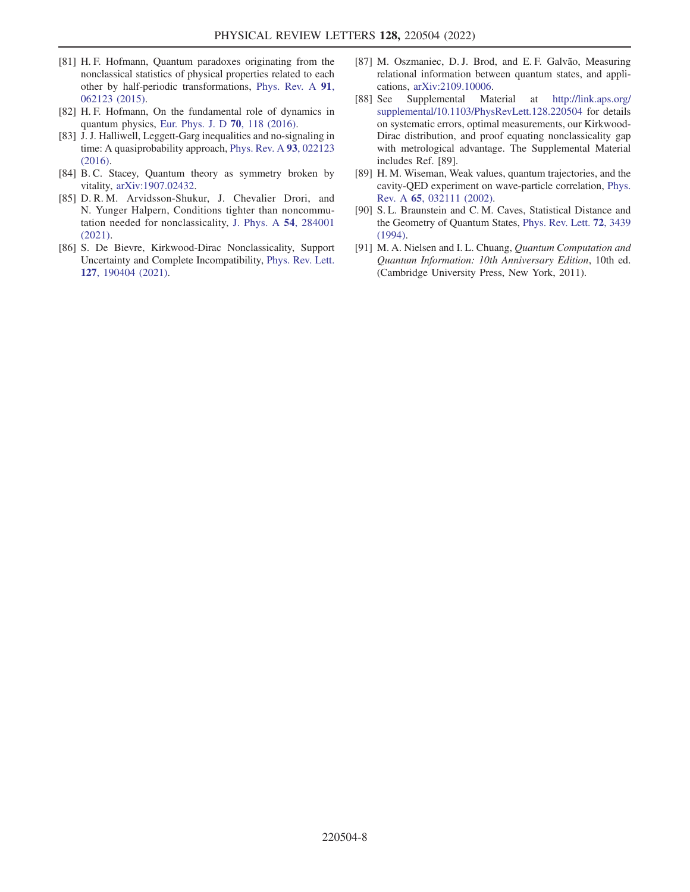[81] H. F. Hofmann, Quantum paradoxes originating from the nonclassical statistics of physical properties related to each other by half-periodic transformations, Phys. Rev. A **91**, 062123 (2015).

[82] H. F. Hofmann, On the fundamental role of dynamics in quantum physics, Eur. Phys. J. D **70**, 118 (2016).

[83] J. J. Halliwell, Leggett-Garg inequalities and no-signaling in time: A quasiprobability approach, Phys. Rev. A **93**, 022123 (2016).

[84] B. C. Stacey, Quantum theory as symmetry broken by vitality, arXiv:1907.02432.

[85] D. R. M. Arvidsson-Shukur, J. Chevalier Drori, and N. Yunger Halpern, Conditions tighter than noncommutation needed for nonclassicality, J. Phys. A **54**, 284001 (2021).

[86] S. De Bievre, Kirkwood-Dirac Nonclassicality, Support Uncertainty and Complete Incompatibility, Phys. Rev. Lett. **127**, 190404 (2021).

[87] M. Oszmaniec, D. J. Brod, and E. F. Galvão, Measuring relational information between quantum states, and applications, arXiv:2109.10006.

[88] See Supplemental Material at http://link.aps.org/supplemental/10.1103/PhysRevLett.128.220504 for details on systematic errors, optimal measurements, our Kirkwood-Dirac distribution, and proof equating nonclassicality gap with metrological advantage. The Supplemental Material includes Ref. [89].

[89] H. M. Wiseman, Weak values, quantum trajectories, and the cavity-QED experiment on wave-particle correlation, Phys. Rev. A **65**, 032111 (2002).

[90] S. L. Braunstein and C. M. Caves, Statistical Distance and the Geometry of Quantum States, Phys. Rev. Lett. **72**, 3439 (1994).

[91] M. A. Nielsen and I. L. Chuang, *Quantum Computation and Quantum Information: 10th Anniversary Edition*, 10th ed. (Cambridge University Press, New York, 2011).